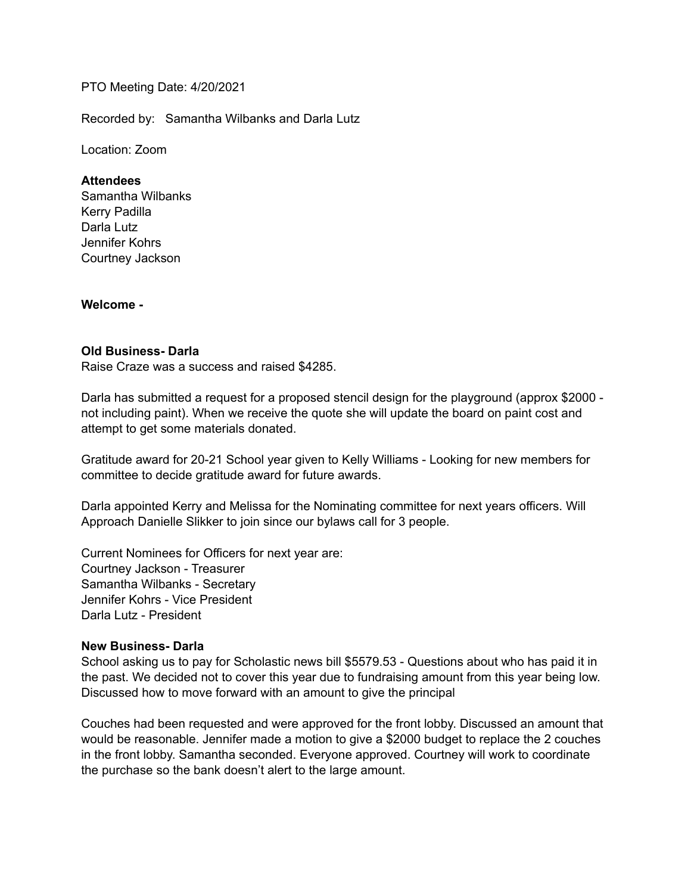PTO Meeting Date: 4/20/2021

Recorded by: Samantha Wilbanks and Darla Lutz

Location: Zoom

**Attendees**

Samantha Wilbanks
Kerry Padilla
Darla Lutz
Jennifer Kohrs
Courtney Jackson

**Welcome -**

**Old Business- Darla**

Raise Craze was a success and raised $4285.

Darla has submitted a request for a proposed stencil design for the playground (approx $2000 - not including paint). When we receive the quote she will update the board on paint cost and attempt to get some materials donated.

Gratitude award for 20-21 School year given to Kelly Williams - Looking for new members for committee to decide gratitude award for future awards.

Darla appointed Kerry and Melissa for the Nominating committee for next years officers. Will Approach Danielle Slikker to join since our bylaws call for 3 people.

Current Nominees for Officers for next year are:
Courtney Jackson - Treasurer
Samantha Wilbanks - Secretary
Jennifer Kohrs - Vice President
Darla Lutz - President

**New Business- Darla**

School asking us to pay for Scholastic news bill $5579.53 - Questions about who has paid it in the past. We decided not to cover this year due to fundraising amount from this year being low. Discussed how to move forward with an amount to give the principal

Couches had been requested and were approved for the front lobby. Discussed an amount that would be reasonable. Jennifer made a motion to give a $2000 budget to replace the 2 couches in the front lobby. Samantha seconded. Everyone approved. Courtney will work to coordinate the purchase so the bank doesn't alert to the large amount.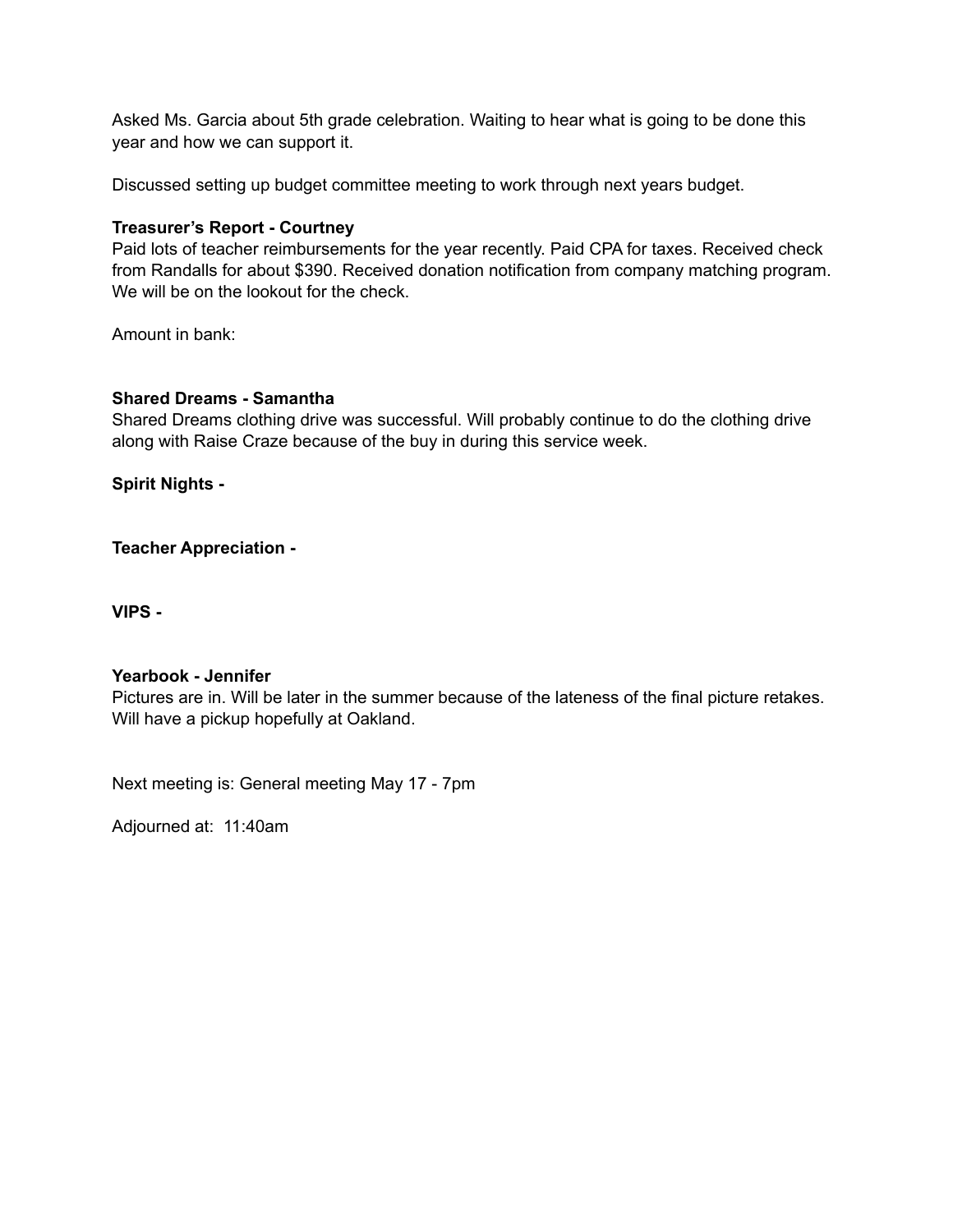Asked Ms. Garcia about 5th grade celebration. Waiting to hear what is going to be done this year and how we can support it.

Discussed setting up budget committee meeting to work through next years budget.

**Treasurer's Report - Courtney**
Paid lots of teacher reimbursements for the year recently. Paid CPA for taxes. Received check from Randalls for about $390. Received donation notification from company matching program. We will be on the lookout for the check.

Amount in bank:

**Shared Dreams - Samantha**
Shared Dreams clothing drive was successful. Will probably continue to do the clothing drive along with Raise Craze because of the buy in during this service week.

**Spirit Nights -**

**Teacher Appreciation -**

**VIPS -**

**Yearbook - Jennifer**
Pictures are in. Will be later in the summer because of the lateness of the final picture retakes. Will have a pickup hopefully at Oakland.

Next meeting is: General meeting May 17 - 7pm

Adjourned at: 11:40am